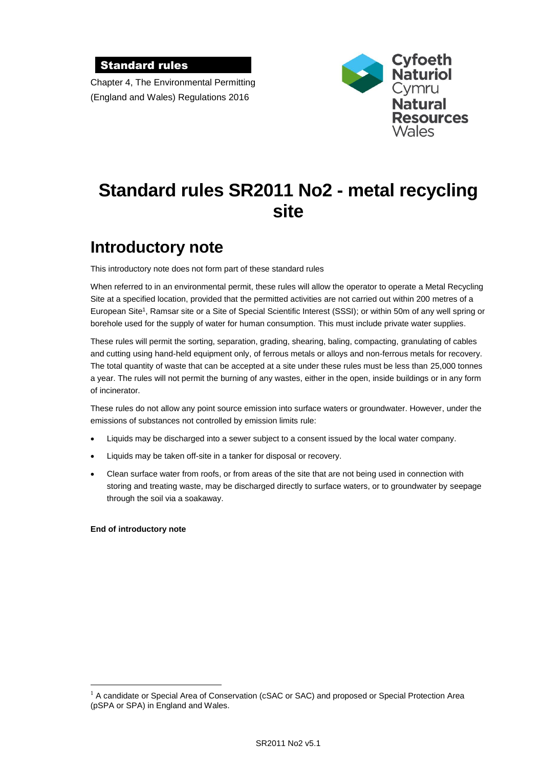Standard rules

Chapter 4, The Environmental Permitting (England and Wales) Regulations 2016

Cyfoeth Naturiol Cymru
Natural Resources Wales

# Standard rules SR2011 No2 - metal recycling site

## Introductory note

This introductory note does not form part of these standard rules

When referred to in an environmental permit, these rules will allow the operator to operate a Metal Recycling Site at a specified location, provided that the permitted activities are not carried out within 200 metres of a European Site[1], Ramsar site or a Site of Special Scientific Interest (SSSI); or within 50m of any well spring or borehole used for the supply of water for human consumption. This must include private water supplies.

These rules will permit the sorting, separation, grading, shearing, baling, compacting, granulating of cables and cutting using hand-held equipment only, of ferrous metals or alloys and non-ferrous metals for recovery. The total quantity of waste that can be accepted at a site under these rules must be less than 25,000 tonnes a year. The rules will not permit the burning of any wastes, either in the open, inside buildings or in any form of incinerator.

These rules do not allow any point source emission into surface waters or groundwater. However, under the emissions of substances not controlled by emission limits rule:

- Liquids may be discharged into a sewer subject to a consent issued by the local water company.
- Liquids may be taken off-site in a tanker for disposal or recovery.
- Clean surface water from roofs, or from areas of the site that are not being used in connection with storing and treating waste, may be discharged directly to surface waters, or to groundwater by seepage through the soil via a soakaway.

**End of introductory note**

[1] A candidate or Special Area of Conservation (cSAC or SAC) and proposed or Special Protection Area (pSPA or SPA) in England and Wales.

SR2011 No2 v5.1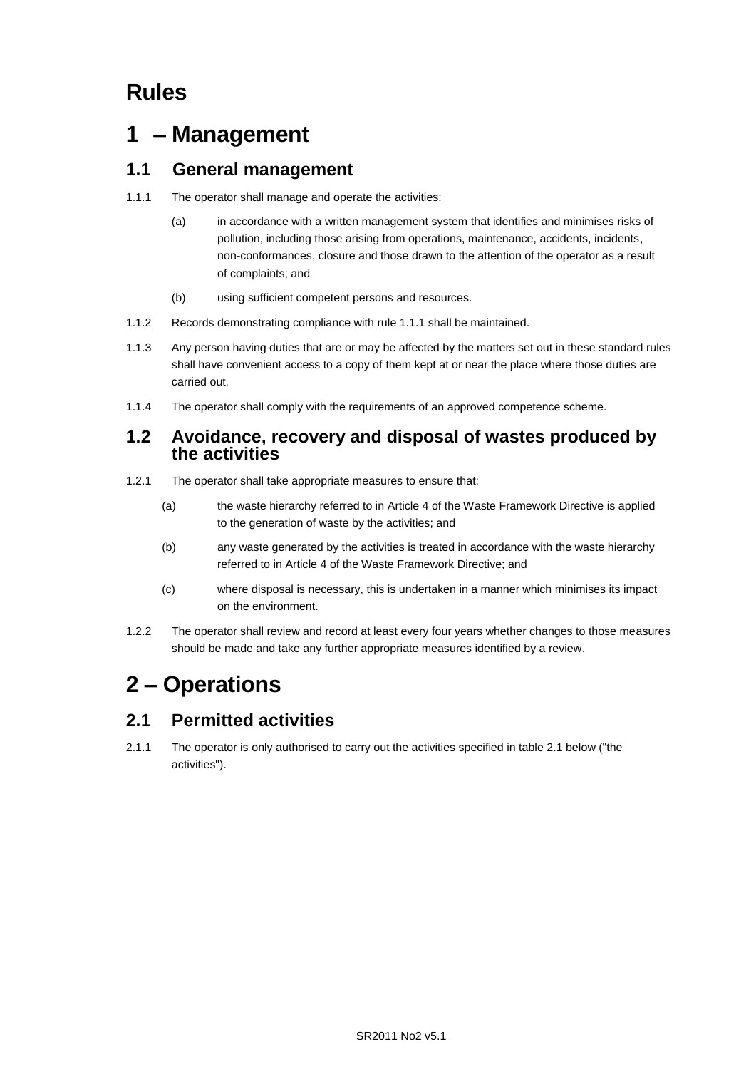# Rules

# 1 – Management

## 1.1 General management

1.1.1 The operator shall manage and operate the activities:

(a) in accordance with a written management system that identifies and minimises risks of pollution, including those arising from operations, maintenance, accidents, incidents, non-conformances, closure and those drawn to the attention of the operator as a result of complaints; and

(b) using sufficient competent persons and resources.

1.1.2 Records demonstrating compliance with rule 1.1.1 shall be maintained.

1.1.3 Any person having duties that are or may be affected by the matters set out in these standard rules shall have convenient access to a copy of them kept at or near the place where those duties are carried out.

1.1.4 The operator shall comply with the requirements of an approved competence scheme.

## 1.2 Avoidance, recovery and disposal of wastes produced by the activities

1.2.1 The operator shall take appropriate measures to ensure that:

(a) the waste hierarchy referred to in Article 4 of the Waste Framework Directive is applied to the generation of waste by the activities; and

(b) any waste generated by the activities is treated in accordance with the waste hierarchy referred to in Article 4 of the Waste Framework Directive; and

(c) where disposal is necessary, this is undertaken in a manner which minimises its impact on the environment.

1.2.2 The operator shall review and record at least every four years whether changes to those measures should be made and take any further appropriate measures identified by a review.

# 2 – Operations

## 2.1 Permitted activities

2.1.1 The operator is only authorised to carry out the activities specified in table 2.1 below ("the activities").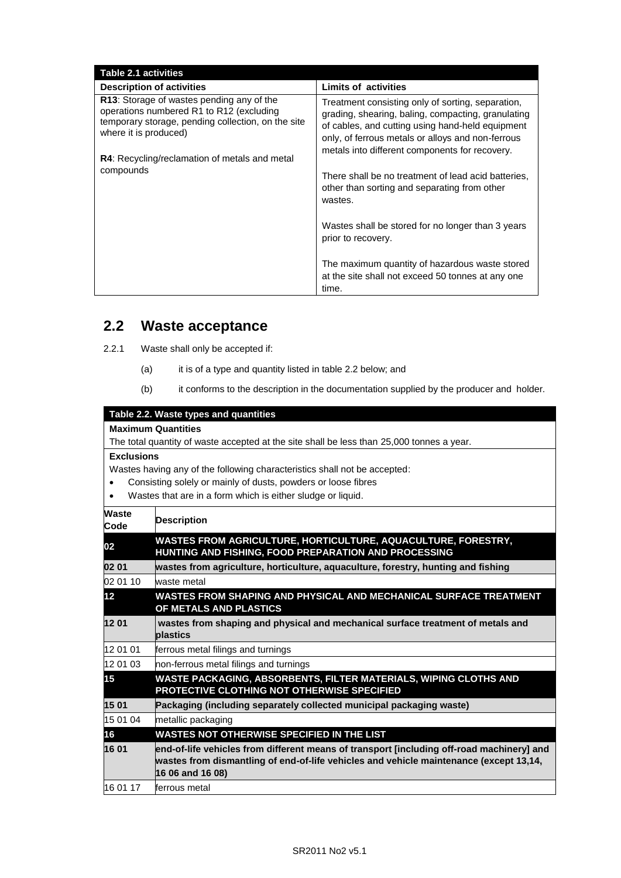| Table 2.1 activities | |
|---|---|
| **Description of activities** | **Limits of activities** |
| **R13**: Storage of wastes pending any of the operations numbered R1 to R12 (excluding temporary storage, pending collection, on the site where it is produced)<br><br>**R4**: Recycling/reclamation of metals and metal compounds | Treatment consisting only of sorting, separation, grading, shearing, baling, compacting, granulating of cables, and cutting using hand-held equipment only, of ferrous metals or alloys and non-ferrous metals into different components for recovery.<br><br>There shall be no treatment of lead acid batteries, other than sorting and separating from other wastes.<br><br>Wastes shall be stored for no longer than 3 years prior to recovery.<br><br>The maximum quantity of hazardous waste stored at the site shall not exceed 50 tonnes at any one time. |

## 2.2 Waste acceptance

2.2.1 Waste shall only be accepted if:

(a) it is of a type and quantity listed in table 2.2 below; and

(b) it conforms to the description in the documentation supplied by the producer and holder.

**Table 2.2. Waste types and quantities**

**Maximum Quantities**

The total quantity of waste accepted at the site shall be less than 25,000 tonnes a year.

**Exclusions**

Wastes having any of the following characteristics shall not be accepted:

- Consisting solely or mainly of dusts, powders or loose fibres
- Wastes that are in a form which is either sludge or liquid.

| Waste Code | Description |
|---|---|
| **02** | **WASTES FROM AGRICULTURE, HORTICULTURE, AQUACULTURE, FORESTRY, HUNTING AND FISHING, FOOD PREPARATION AND PROCESSING** |
| **02 01** | **wastes from agriculture, horticulture, aquaculture, forestry, hunting and fishing** |
| 02 01 10 | waste metal |
| **12** | **WASTES FROM SHAPING AND PHYSICAL AND MECHANICAL SURFACE TREATMENT OF METALS AND PLASTICS** |
| **12 01** | **wastes from shaping and physical and mechanical surface treatment of metals and plastics** |
| 12 01 01 | ferrous metal filings and turnings |
| 12 01 03 | non-ferrous metal filings and turnings |
| **15** | **WASTE PACKAGING, ABSORBENTS, FILTER MATERIALS, WIPING CLOTHS AND PROTECTIVE CLOTHING NOT OTHERWISE SPECIFIED** |
| **15 01** | **Packaging (including separately collected municipal packaging waste)** |
| 15 01 04 | metallic packaging |
| **16** | **WASTES NOT OTHERWISE SPECIFIED IN THE LIST** |
| **16 01** | **end-of-life vehicles from different means of transport [including off-road machinery] and wastes from dismantling of end-of-life vehicles and vehicle maintenance (except 13,14, 16 06 and 16 08)** |
| 16 01 17 | ferrous metal |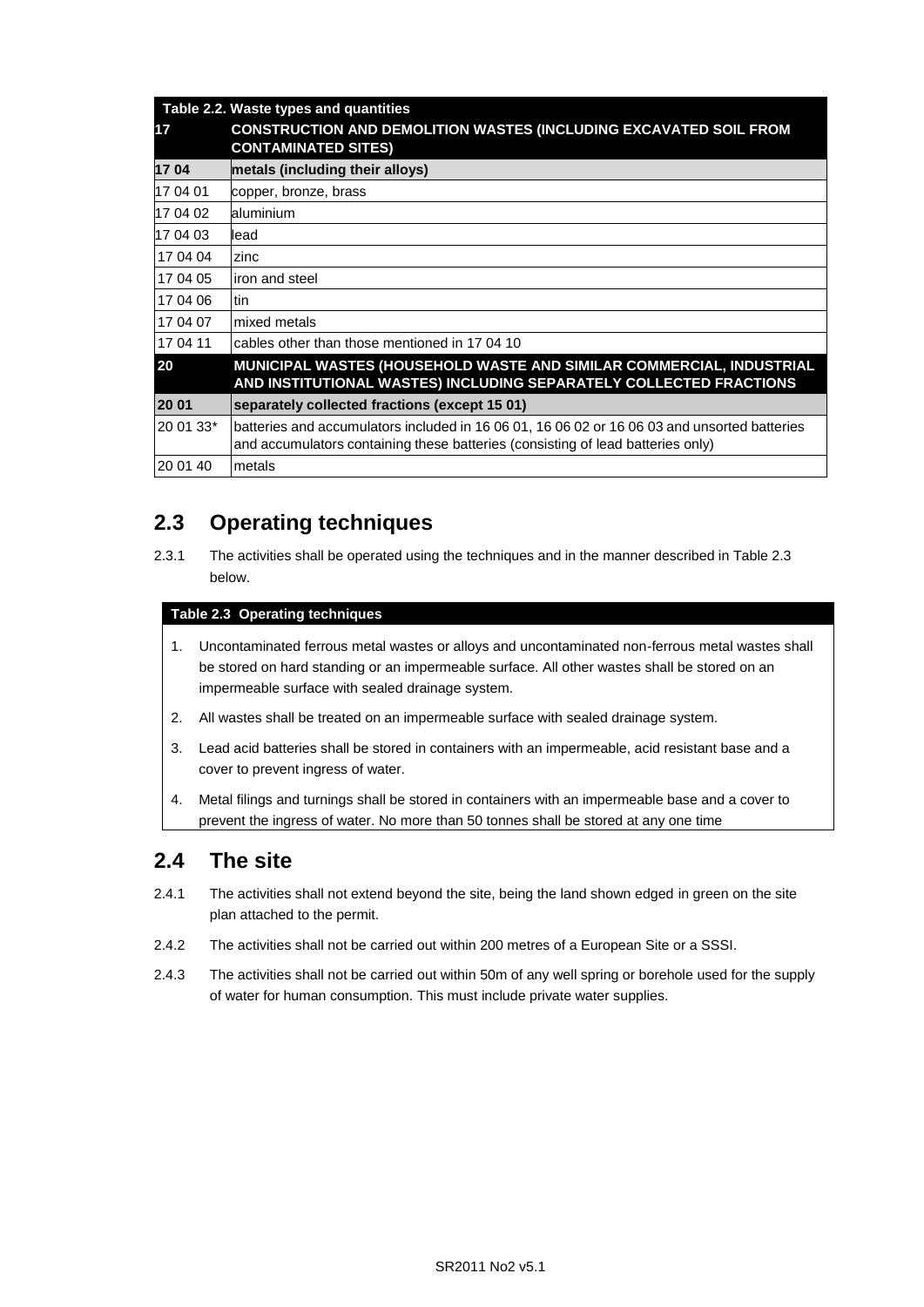| Table 2.2. Waste types and quantities | |
|---|---|
| **17** | **CONSTRUCTION AND DEMOLITION WASTES (INCLUDING EXCAVATED SOIL FROM CONTAMINATED SITES)** |
| **17 04** | **metals (including their alloys)** |
| 17 04 01 | copper, bronze, brass |
| 17 04 02 | aluminium |
| 17 04 03 | lead |
| 17 04 04 | zinc |
| 17 04 05 | iron and steel |
| 17 04 06 | tin |
| 17 04 07 | mixed metals |
| 17 04 11 | cables other than those mentioned in 17 04 10 |
| **20** | **MUNICIPAL WASTES (HOUSEHOLD WASTE AND SIMILAR COMMERCIAL, INDUSTRIAL AND INSTITUTIONAL WASTES) INCLUDING SEPARATELY COLLECTED FRACTIONS** |
| **20 01** | **separately collected fractions (except 15 01)** |
| 20 01 33* | batteries and accumulators included in 16 06 01, 16 06 02 or 16 06 03 and unsorted batteries and accumulators containing these batteries (consisting of lead batteries only) |
| 20 01 40 | metals |

## 2.3 Operating techniques

2.3.1 The activities shall be operated using the techniques and in the manner described in Table 2.3 below.

| Table 2.3 Operating techniques |
|---|
| 1. Uncontaminated ferrous metal wastes or alloys and uncontaminated non-ferrous metal wastes shall be stored on hard standing or an impermeable surface. All other wastes shall be stored on an impermeable surface with sealed drainage system. |
| 2. All wastes shall be treated on an impermeable surface with sealed drainage system. |
| 3. Lead acid batteries shall be stored in containers with an impermeable, acid resistant base and a cover to prevent ingress of water. |
| 4. Metal filings and turnings shall be stored in containers with an impermeable base and a cover to prevent the ingress of water. No more than 50 tonnes shall be stored at any one time |

## 2.4 The site

2.4.1 The activities shall not extend beyond the site, being the land shown edged in green on the site plan attached to the permit.

2.4.2 The activities shall not be carried out within 200 metres of a European Site or a SSSI.

2.4.3 The activities shall not be carried out within 50m of any well spring or borehole used for the supply of water for human consumption. This must include private water supplies.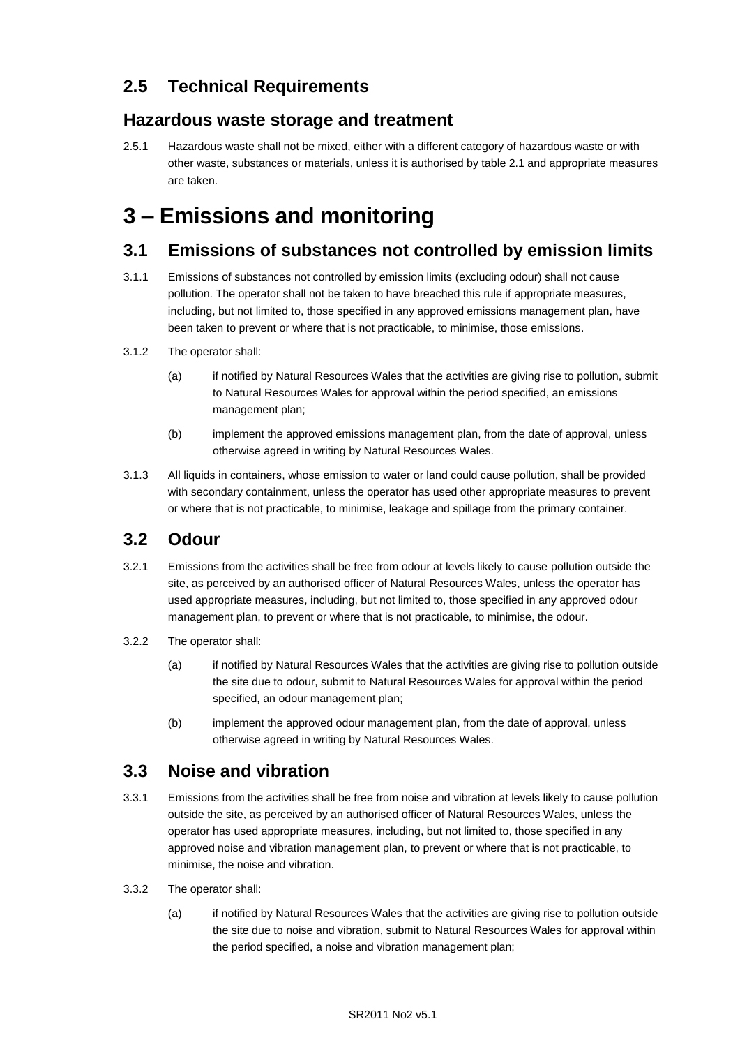## 2.5 Technical Requirements

### Hazardous waste storage and treatment

2.5.1 Hazardous waste shall not be mixed, either with a different category of hazardous waste or with other waste, substances or materials, unless it is authorised by table 2.1 and appropriate measures are taken.

# 3 – Emissions and monitoring

## 3.1 Emissions of substances not controlled by emission limits

3.1.1 Emissions of substances not controlled by emission limits (excluding odour) shall not cause pollution. The operator shall not be taken to have breached this rule if appropriate measures, including, but not limited to, those specified in any approved emissions management plan, have been taken to prevent or where that is not practicable, to minimise, those emissions.

3.1.2 The operator shall:

(a) if notified by Natural Resources Wales that the activities are giving rise to pollution, submit to Natural Resources Wales for approval within the period specified, an emissions management plan;

(b) implement the approved emissions management plan, from the date of approval, unless otherwise agreed in writing by Natural Resources Wales.

3.1.3 All liquids in containers, whose emission to water or land could cause pollution, shall be provided with secondary containment, unless the operator has used other appropriate measures to prevent or where that is not practicable, to minimise, leakage and spillage from the primary container.

## 3.2 Odour

3.2.1 Emissions from the activities shall be free from odour at levels likely to cause pollution outside the site, as perceived by an authorised officer of Natural Resources Wales, unless the operator has used appropriate measures, including, but not limited to, those specified in any approved odour management plan, to prevent or where that is not practicable, to minimise, the odour.

3.2.2 The operator shall:

(a) if notified by Natural Resources Wales that the activities are giving rise to pollution outside the site due to odour, submit to Natural Resources Wales for approval within the period specified, an odour management plan;

(b) implement the approved odour management plan, from the date of approval, unless otherwise agreed in writing by Natural Resources Wales.

## 3.3 Noise and vibration

3.3.1 Emissions from the activities shall be free from noise and vibration at levels likely to cause pollution outside the site, as perceived by an authorised officer of Natural Resources Wales, unless the operator has used appropriate measures, including, but not limited to, those specified in any approved noise and vibration management plan, to prevent or where that is not practicable, to minimise, the noise and vibration.

3.3.2 The operator shall:

(a) if notified by Natural Resources Wales that the activities are giving rise to pollution outside the site due to noise and vibration, submit to Natural Resources Wales for approval within the period specified, a noise and vibration management plan;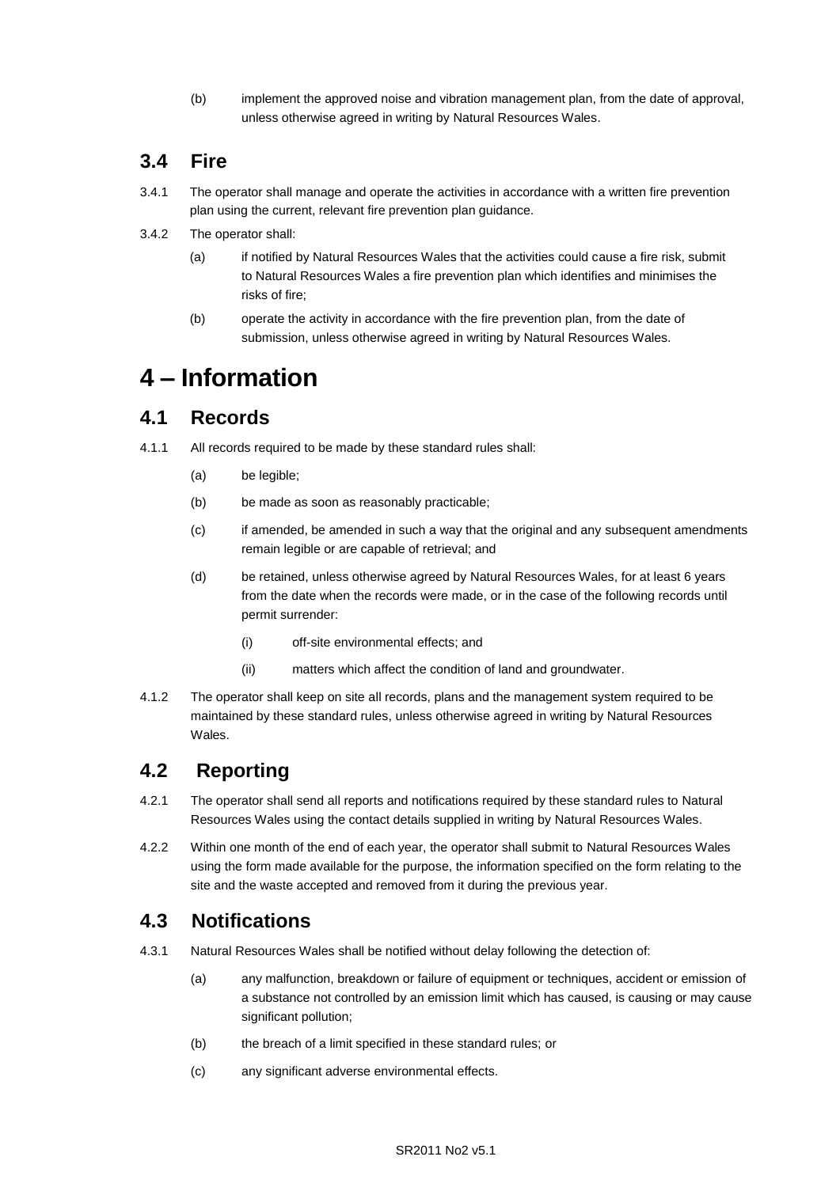(b) implement the approved noise and vibration management plan, from the date of approval, unless otherwise agreed in writing by Natural Resources Wales.

## 3.4 Fire

3.4.1 The operator shall manage and operate the activities in accordance with a written fire prevention plan using the current, relevant fire prevention plan guidance.

3.4.2 The operator shall:

- (a) if notified by Natural Resources Wales that the activities could cause a fire risk, submit to Natural Resources Wales a fire prevention plan which identifies and minimises the risks of fire;
- (b) operate the activity in accordance with the fire prevention plan, from the date of submission, unless otherwise agreed in writing by Natural Resources Wales.

# 4 – Information

## 4.1 Records

4.1.1 All records required to be made by these standard rules shall:

- (a) be legible;
- (b) be made as soon as reasonably practicable;
- (c) if amended, be amended in such a way that the original and any subsequent amendments remain legible or are capable of retrieval; and
- (d) be retained, unless otherwise agreed by Natural Resources Wales, for at least 6 years from the date when the records were made, or in the case of the following records until permit surrender:
  - (i) off-site environmental effects; and
  - (ii) matters which affect the condition of land and groundwater.

4.1.2 The operator shall keep on site all records, plans and the management system required to be maintained by these standard rules, unless otherwise agreed in writing by Natural Resources Wales.

## 4.2 Reporting

4.2.1 The operator shall send all reports and notifications required by these standard rules to Natural Resources Wales using the contact details supplied in writing by Natural Resources Wales.

4.2.2 Within one month of the end of each year, the operator shall submit to Natural Resources Wales using the form made available for the purpose, the information specified on the form relating to the site and the waste accepted and removed from it during the previous year.

## 4.3 Notifications

4.3.1 Natural Resources Wales shall be notified without delay following the detection of:

- (a) any malfunction, breakdown or failure of equipment or techniques, accident or emission of a substance not controlled by an emission limit which has caused, is causing or may cause significant pollution;
- (b) the breach of a limit specified in these standard rules; or
- (c) any significant adverse environmental effects.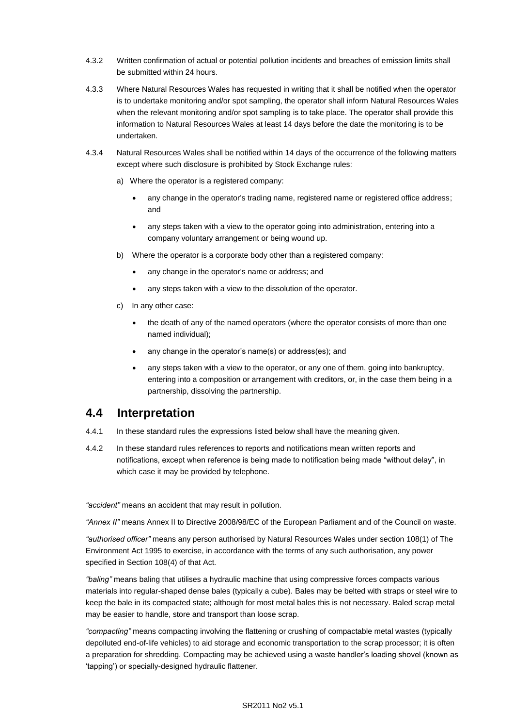4.3.2 Written confirmation of actual or potential pollution incidents and breaches of emission limits shall be submitted within 24 hours.

4.3.3 Where Natural Resources Wales has requested in writing that it shall be notified when the operator is to undertake monitoring and/or spot sampling, the operator shall inform Natural Resources Wales when the relevant monitoring and/or spot sampling is to take place. The operator shall provide this information to Natural Resources Wales at least 14 days before the date the monitoring is to be undertaken.

4.3.4 Natural Resources Wales shall be notified within 14 days of the occurrence of the following matters except where such disclosure is prohibited by Stock Exchange rules:

a) Where the operator is a registered company:

- any change in the operator's trading name, registered name or registered office address; and
- any steps taken with a view to the operator going into administration, entering into a company voluntary arrangement or being wound up.

b) Where the operator is a corporate body other than a registered company:

- any change in the operator's name or address; and
- any steps taken with a view to the dissolution of the operator.

c) In any other case:

- the death of any of the named operators (where the operator consists of more than one named individual);
- any change in the operator's name(s) or address(es); and
- any steps taken with a view to the operator, or any one of them, going into bankruptcy, entering into a composition or arrangement with creditors, or, in the case them being in a partnership, dissolving the partnership.

## 4.4 Interpretation

4.4.1 In these standard rules the expressions listed below shall have the meaning given.

4.4.2 In these standard rules references to reports and notifications mean written reports and notifications, except when reference is being made to notification being made "without delay", in which case it may be provided by telephone.

*"accident"* means an accident that may result in pollution.

*"Annex II"* means Annex II to Directive 2008/98/EC of the European Parliament and of the Council on waste.

*"authorised officer"* means any person authorised by Natural Resources Wales under section 108(1) of The Environment Act 1995 to exercise, in accordance with the terms of any such authorisation, any power specified in Section 108(4) of that Act.

*"baling"* means baling that utilises a hydraulic machine that using compressive forces compacts various materials into regular-shaped dense bales (typically a cube). Bales may be belted with straps or steel wire to keep the bale in its compacted state; although for most metal bales this is not necessary. Baled scrap metal may be easier to handle, store and transport than loose scrap.

*"compacting"* means compacting involving the flattening or crushing of compactable metal wastes (typically depolluted end-of-life vehicles) to aid storage and economic transportation to the scrap processor; it is often a preparation for shredding. Compacting may be achieved using a waste handler's loading shovel (known as 'tapping') or specially-designed hydraulic flattener.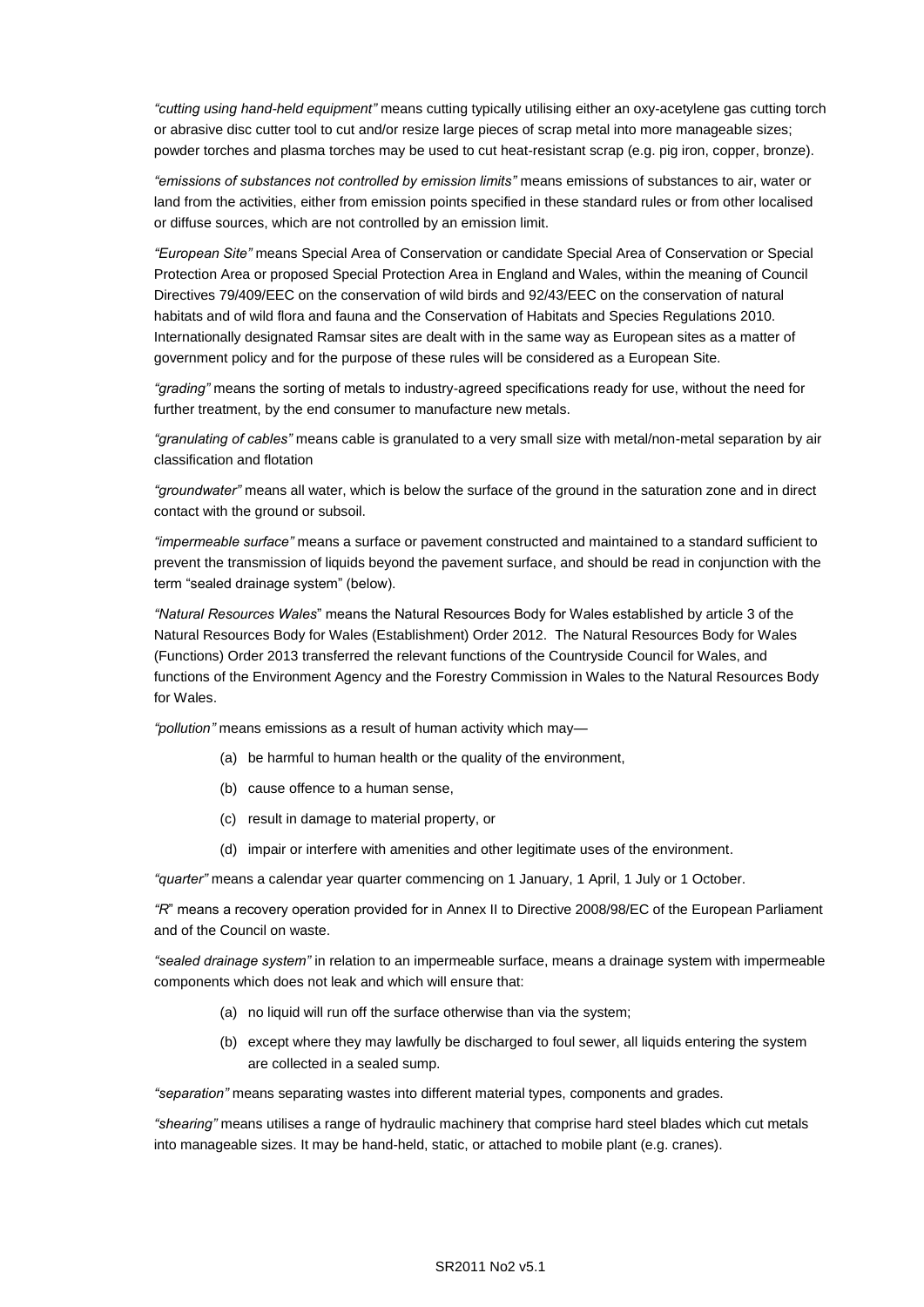*"cutting using hand-held equipment"* means cutting typically utilising either an oxy-acetylene gas cutting torch or abrasive disc cutter tool to cut and/or resize large pieces of scrap metal into more manageable sizes; powder torches and plasma torches may be used to cut heat-resistant scrap (e.g. pig iron, copper, bronze).

*"emissions of substances not controlled by emission limits"* means emissions of substances to air, water or land from the activities, either from emission points specified in these standard rules or from other localised or diffuse sources, which are not controlled by an emission limit.

*"European Site"* means Special Area of Conservation or candidate Special Area of Conservation or Special Protection Area or proposed Special Protection Area in England and Wales, within the meaning of Council Directives 79/409/EEC on the conservation of wild birds and 92/43/EEC on the conservation of natural habitats and of wild flora and fauna and the Conservation of Habitats and Species Regulations 2010. Internationally designated Ramsar sites are dealt with in the same way as European sites as a matter of government policy and for the purpose of these rules will be considered as a European Site.

*"grading"* means the sorting of metals to industry-agreed specifications ready for use, without the need for further treatment, by the end consumer to manufacture new metals.

*"granulating of cables"* means cable is granulated to a very small size with metal/non-metal separation by air classification and flotation

*"groundwater"* means all water, which is below the surface of the ground in the saturation zone and in direct contact with the ground or subsoil.

*"impermeable surface"* means a surface or pavement constructed and maintained to a standard sufficient to prevent the transmission of liquids beyond the pavement surface, and should be read in conjunction with the term "sealed drainage system" (below).

*"Natural Resources Wales*" means the Natural Resources Body for Wales established by article 3 of the Natural Resources Body for Wales (Establishment) Order 2012. The Natural Resources Body for Wales (Functions) Order 2013 transferred the relevant functions of the Countryside Council for Wales, and functions of the Environment Agency and the Forestry Commission in Wales to the Natural Resources Body for Wales.

*"pollution"* means emissions as a result of human activity which may—

(a) be harmful to human health or the quality of the environment,

(b) cause offence to a human sense,

(c) result in damage to material property, or

(d) impair or interfere with amenities and other legitimate uses of the environment.

*"quarter"* means a calendar year quarter commencing on 1 January, 1 April, 1 July or 1 October.

*"R*" means a recovery operation provided for in Annex II to Directive 2008/98/EC of the European Parliament and of the Council on waste.

*"sealed drainage system"* in relation to an impermeable surface, means a drainage system with impermeable components which does not leak and which will ensure that:

(a) no liquid will run off the surface otherwise than via the system;

(b) except where they may lawfully be discharged to foul sewer, all liquids entering the system are collected in a sealed sump.

*"separation"* means separating wastes into different material types, components and grades.

*"shearing"* means utilises a range of hydraulic machinery that comprise hard steel blades which cut metals into manageable sizes. It may be hand-held, static, or attached to mobile plant (e.g. cranes).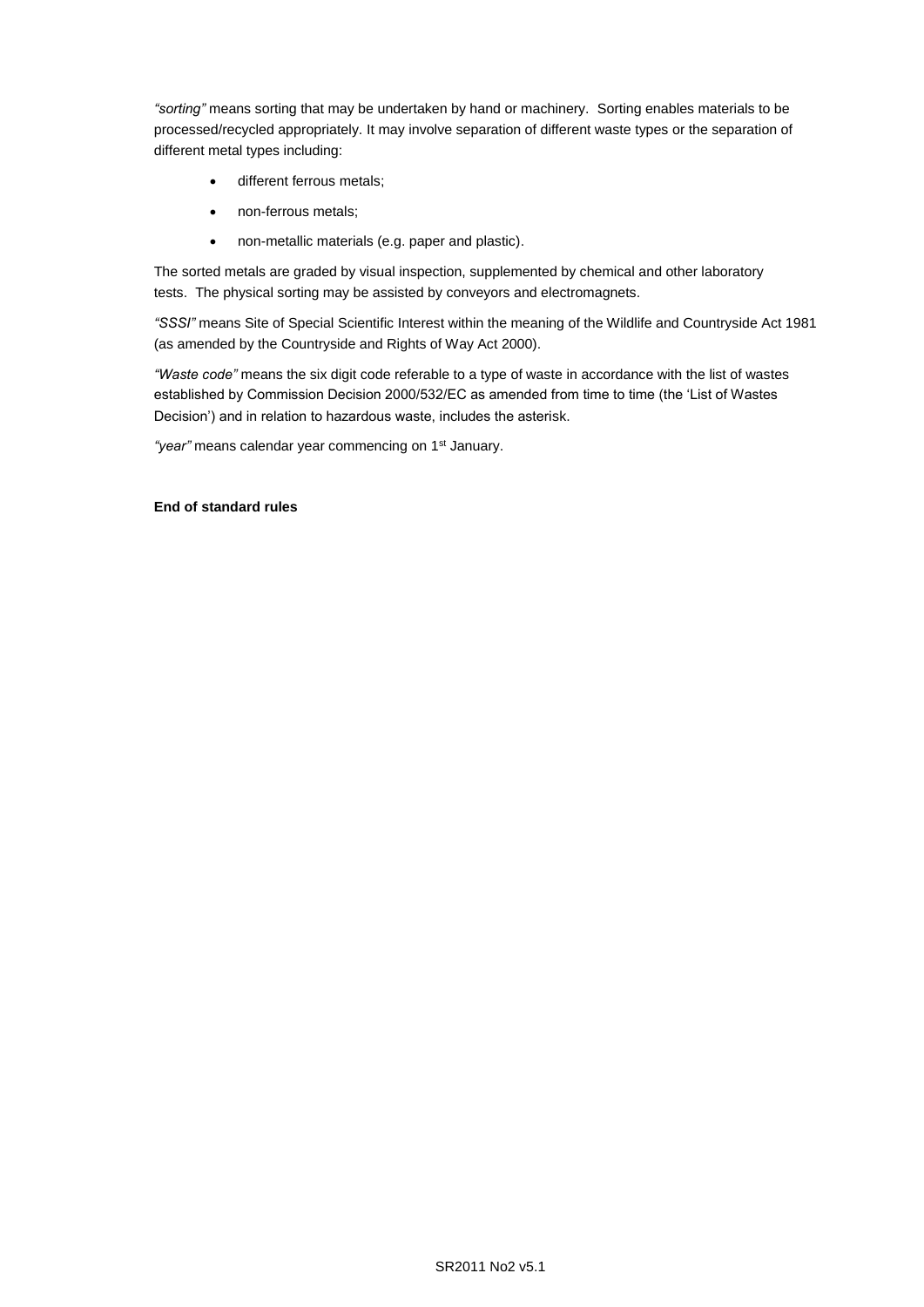*"sorting"* means sorting that may be undertaken by hand or machinery. Sorting enables materials to be processed/recycled appropriately. It may involve separation of different waste types or the separation of different metal types including:

- different ferrous metals;
- non-ferrous metals;
- non-metallic materials (e.g. paper and plastic).

The sorted metals are graded by visual inspection, supplemented by chemical and other laboratory tests. The physical sorting may be assisted by conveyors and electromagnets.

*"SSSI"* means Site of Special Scientific Interest within the meaning of the Wildlife and Countryside Act 1981 (as amended by the Countryside and Rights of Way Act 2000).

*"Waste code"* means the six digit code referable to a type of waste in accordance with the list of wastes established by Commission Decision 2000/532/EC as amended from time to time (the 'List of Wastes Decision') and in relation to hazardous waste, includes the asterisk.

*"year"* means calendar year commencing on 1st January.

**End of standard rules**